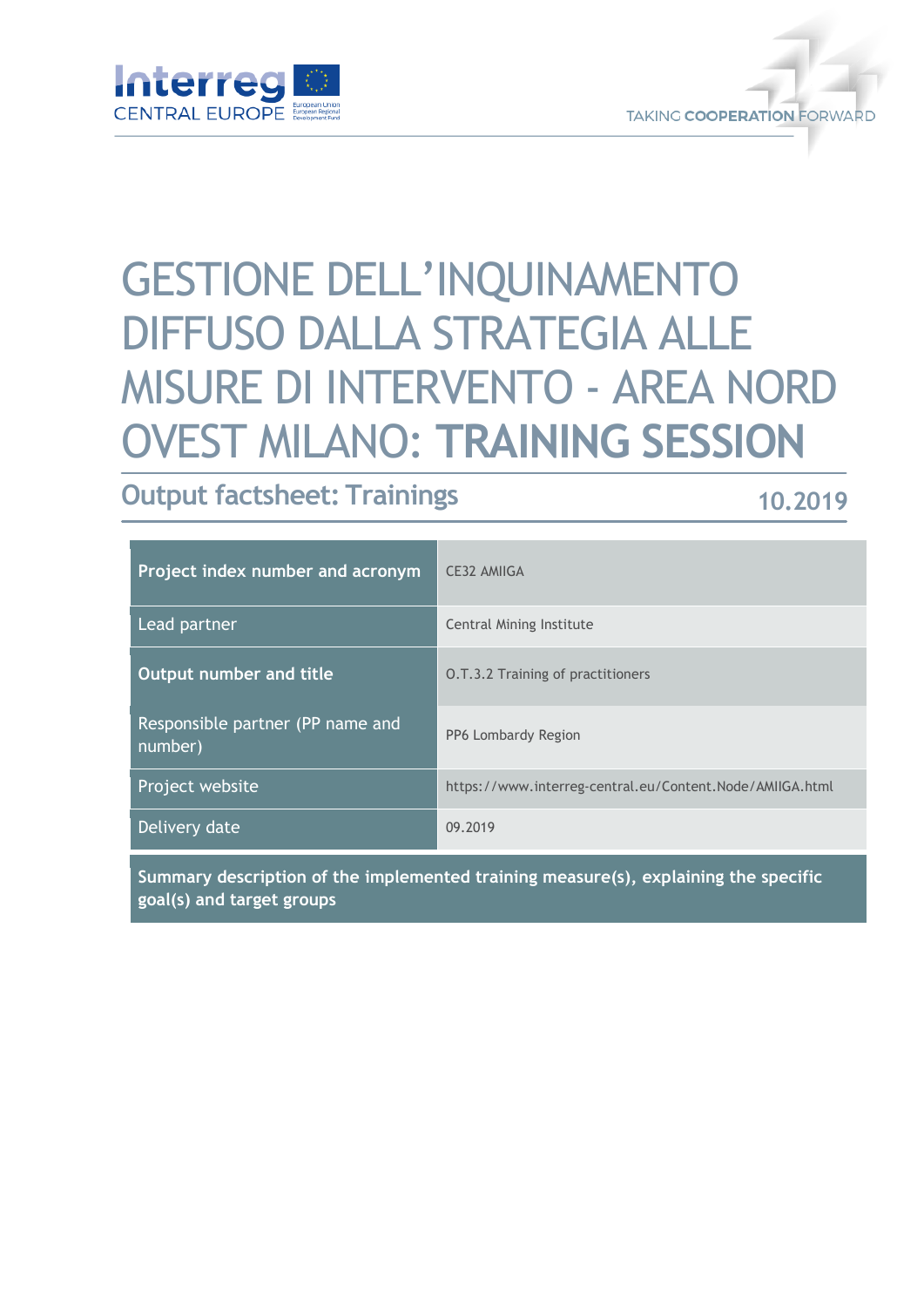# GESTIONE DELL'INQUINAMENTO DIFFUSO DALLA STRATEGIA ALLE MISURE DI INTERVENTO - AREA NORD OVEST MILANO: **TRAINING SESSION**

## Output factsheet: Trainings

**10.2019**

| **Project index number and acronym** | CE32 AMIIGA |
|---|---|
| Lead partner | Central Mining Institute |
| **Output number and title** | O.T.3.2 Training of practitioners |
| Responsible partner (PP name and number) | PP6 Lombardy Region |
| Project website | https://www.interreg-central.eu/Content.Node/AMIIGA.html |
| Delivery date | 09.2019 |

**Summary description of the implemented training measure(s), explaining the specific goal(s) and target groups**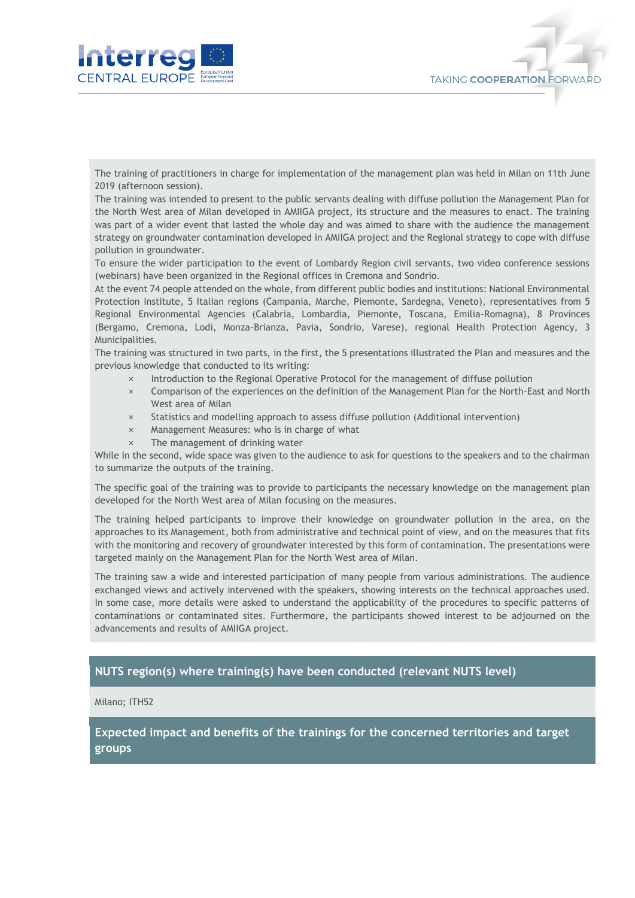The training of practitioners in charge for implementation of the management plan was held in Milan on 11th June 2019 (afternoon session).
The training was intended to present to the public servants dealing with diffuse pollution the Management Plan for the North West area of Milan developed in AMIIGA project, its structure and the measures to enact. The training was part of a wider event that lasted the whole day and was aimed to share with the audience the management strategy on groundwater contamination developed in AMIIGA project and the Regional strategy to cope with diffuse pollution in groundwater.
To ensure the wider participation to the event of Lombardy Region civil servants, two video conference sessions (webinars) have been organized in the Regional offices in Cremona and Sondrio.
At the event 74 people attended on the whole, from different public bodies and institutions: National Environmental Protection Institute, 5 Italian regions (Campania, Marche, Piemonte, Sardegna, Veneto), representatives from 5 Regional Environmental Agencies (Calabria, Lombardia, Piemonte, Toscana, Emilia-Romagna), 8 Provinces (Bergamo, Cremona, Lodi, Monza-Brianza, Pavia, Sondrio, Varese), regional Health Protection Agency, 3 Municipalities.
The training was structured in two parts, in the first, the 5 presentations illustrated the Plan and measures and the previous knowledge that conducted to its writing:

- Introduction to the Regional Operative Protocol for the management of diffuse pollution
- Comparison of the experiences on the definition of the Management Plan for the North-East and North West area of Milan
- Statistics and modelling approach to assess diffuse pollution (Additional intervention)
- Management Measures: who is in charge of what
- The management of drinking water

While in the second, wide space was given to the audience to ask for questions to the speakers and to the chairman to summarize the outputs of the training.

The specific goal of the training was to provide to participants the necessary knowledge on the management plan developed for the North West area of Milan focusing on the measures.

The training helped participants to improve their knowledge on groundwater pollution in the area, on the approaches to its Management, both from administrative and technical point of view, and on the measures that fits with the monitoring and recovery of groundwater interested by this form of contamination. The presentations were targeted mainly on the Management Plan for the North West area of Milan.

The training saw a wide and interested participation of many people from various administrations. The audience exchanged views and actively intervened with the speakers, showing interests on the technical approaches used. In some case, more details were asked to understand the applicability of the procedures to specific patterns of contaminations or contaminated sites. Furthermore, the participants showed interest to be adjourned on the advancements and results of AMIIGA project.

## NUTS region(s) where training(s) have been conducted (relevant NUTS level)

Milano; ITH52

## Expected impact and benefits of the trainings for the concerned territories and target groups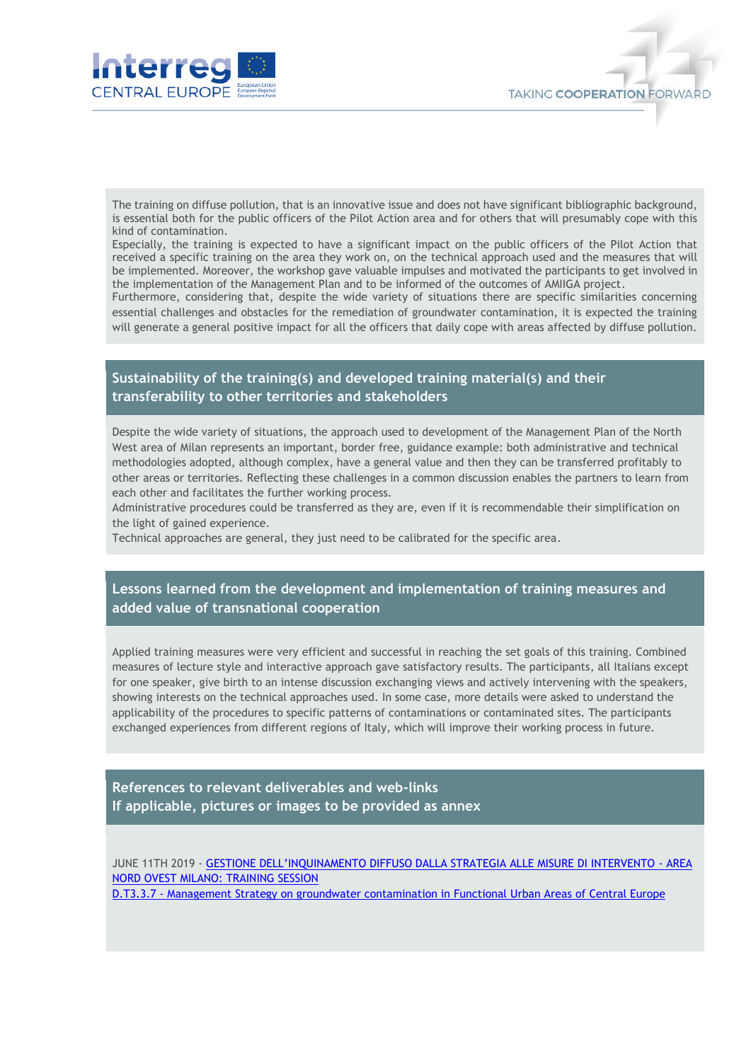The training on diffuse pollution, that is an innovative issue and does not have significant bibliographic background, is essential both for the public officers of the Pilot Action area and for others that will presumably cope with this kind of contamination.
Especially, the training is expected to have a significant impact on the public officers of the Pilot Action that received a specific training on the area they work on, on the technical approach used and the measures that will be implemented. Moreover, the workshop gave valuable impulses and motivated the participants to get involved in the implementation of the Management Plan and to be informed of the outcomes of AMIIGA project.
Furthermore, considering that, despite the wide variety of situations there are specific similarities concerning essential challenges and obstacles for the remediation of groundwater contamination, it is expected the training will generate a general positive impact for all the officers that daily cope with areas affected by diffuse pollution.

## Sustainability of the training(s) and developed training material(s) and their transferability to other territories and stakeholders

Despite the wide variety of situations, the approach used to development of the Management Plan of the North West area of Milan represents an important, border free, guidance example: both administrative and technical methodologies adopted, although complex, have a general value and then they can be transferred profitably to other areas or territories. Reflecting these challenges in a common discussion enables the partners to learn from each other and facilitates the further working process.
Administrative procedures could be transferred as they are, even if it is recommendable their simplification on the light of gained experience.
Technical approaches are general, they just need to be calibrated for the specific area.

## Lessons learned from the development and implementation of training measures and added value of transnational cooperation

Applied training measures were very efficient and successful in reaching the set goals of this training. Combined measures of lecture style and interactive approach gave satisfactory results. The participants, all Italians except for one speaker, give birth to an intense discussion exchanging views and actively intervening with the speakers, showing interests on the technical approaches used. In some case, more details were asked to understand the applicability of the procedures to specific patterns of contaminations or contaminated sites. The participants exchanged experiences from different regions of Italy, which will improve their working process in future.

## References to relevant deliverables and web-links
## If applicable, pictures or images to be provided as annex

JUNE 11TH 2019 - GESTIONE DELL'INQUINAMENTO DIFFUSO DALLA STRATEGIA ALLE MISURE DI INTERVENTO - AREA NORD OVEST MILANO: TRAINING SESSION
D.T3.3.7 - Management Strategy on groundwater contamination in Functional Urban Areas of Central Europe